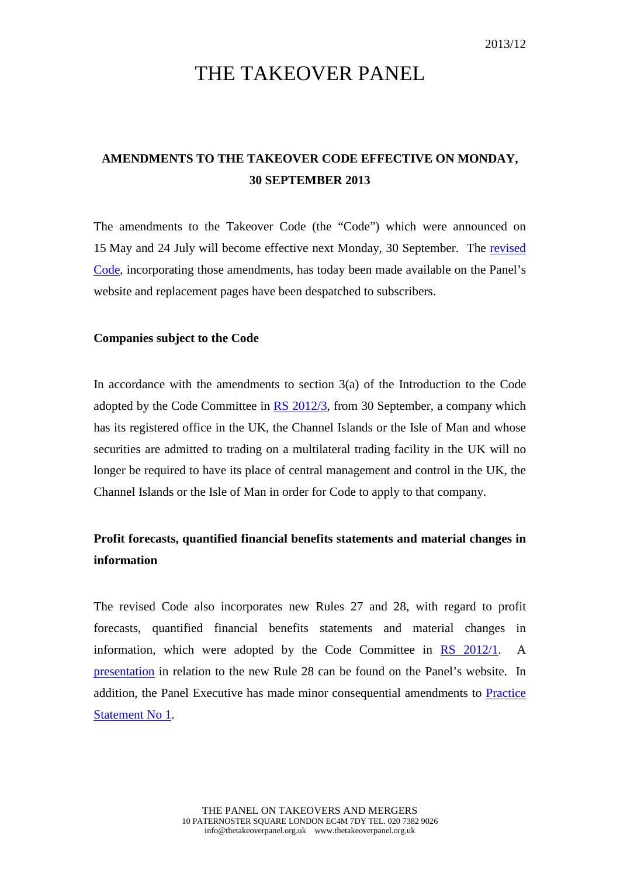2013/12

# THE TAKEOVER PANEL

## AMENDMENTS TO THE TAKEOVER CODE EFFECTIVE ON MONDAY, 30 SEPTEMBER 2013

The amendments to the Takeover Code (the "Code") which were announced on 15 May and 24 July will become effective next Monday, 30 September. The revised Code, incorporating those amendments, has today been made available on the Panel's website and replacement pages have been despatched to subscribers.

**Companies subject to the Code**

In accordance with the amendments to section 3(a) of the Introduction to the Code adopted by the Code Committee in RS 2012/3, from 30 September, a company which has its registered office in the UK, the Channel Islands or the Isle of Man and whose securities are admitted to trading on a multilateral trading facility in the UK will no longer be required to have its place of central management and control in the UK, the Channel Islands or the Isle of Man in order for Code to apply to that company.

**Profit forecasts, quantified financial benefits statements and material changes in information**

The revised Code also incorporates new Rules 27 and 28, with regard to profit forecasts, quantified financial benefits statements and material changes in information, which were adopted by the Code Committee in RS 2012/1. A presentation in relation to the new Rule 28 can be found on the Panel's website. In addition, the Panel Executive has made minor consequential amendments to Practice Statement No 1.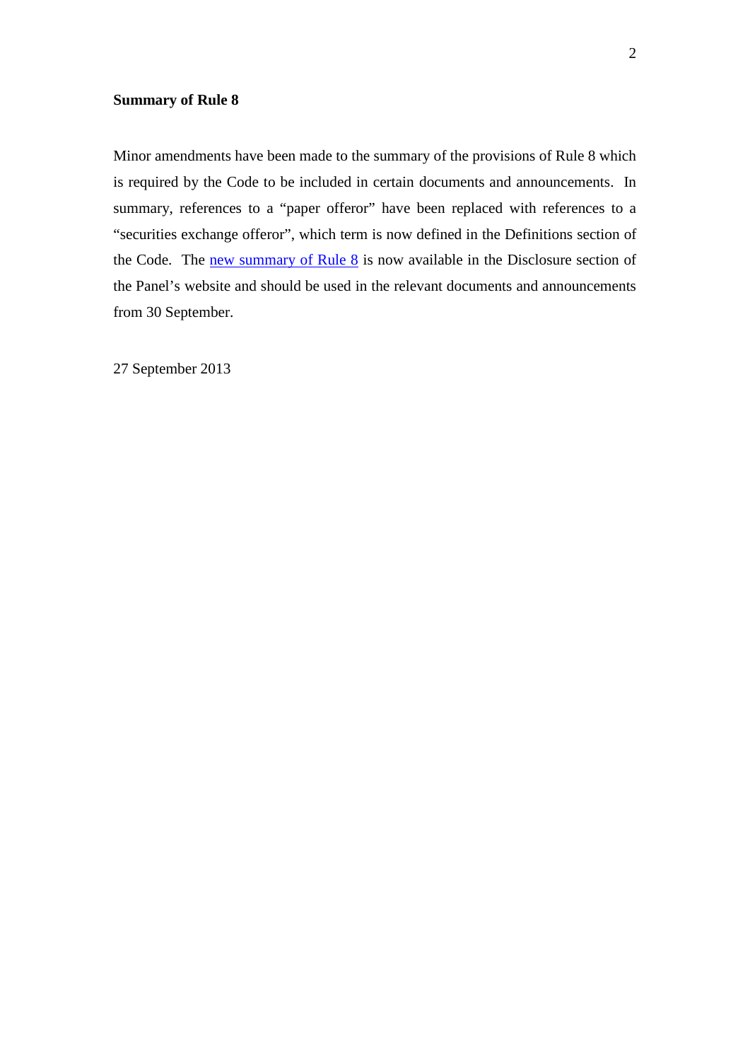**Summary of Rule 8**

Minor amendments have been made to the summary of the provisions of Rule 8 which is required by the Code to be included in certain documents and announcements. In summary, references to a "paper offeror" have been replaced with references to a "securities exchange offeror", which term is now defined in the Definitions section of the Code. The new summary of Rule 8 is now available in the Disclosure section of the Panel's website and should be used in the relevant documents and announcements from 30 September.

27 September 2013